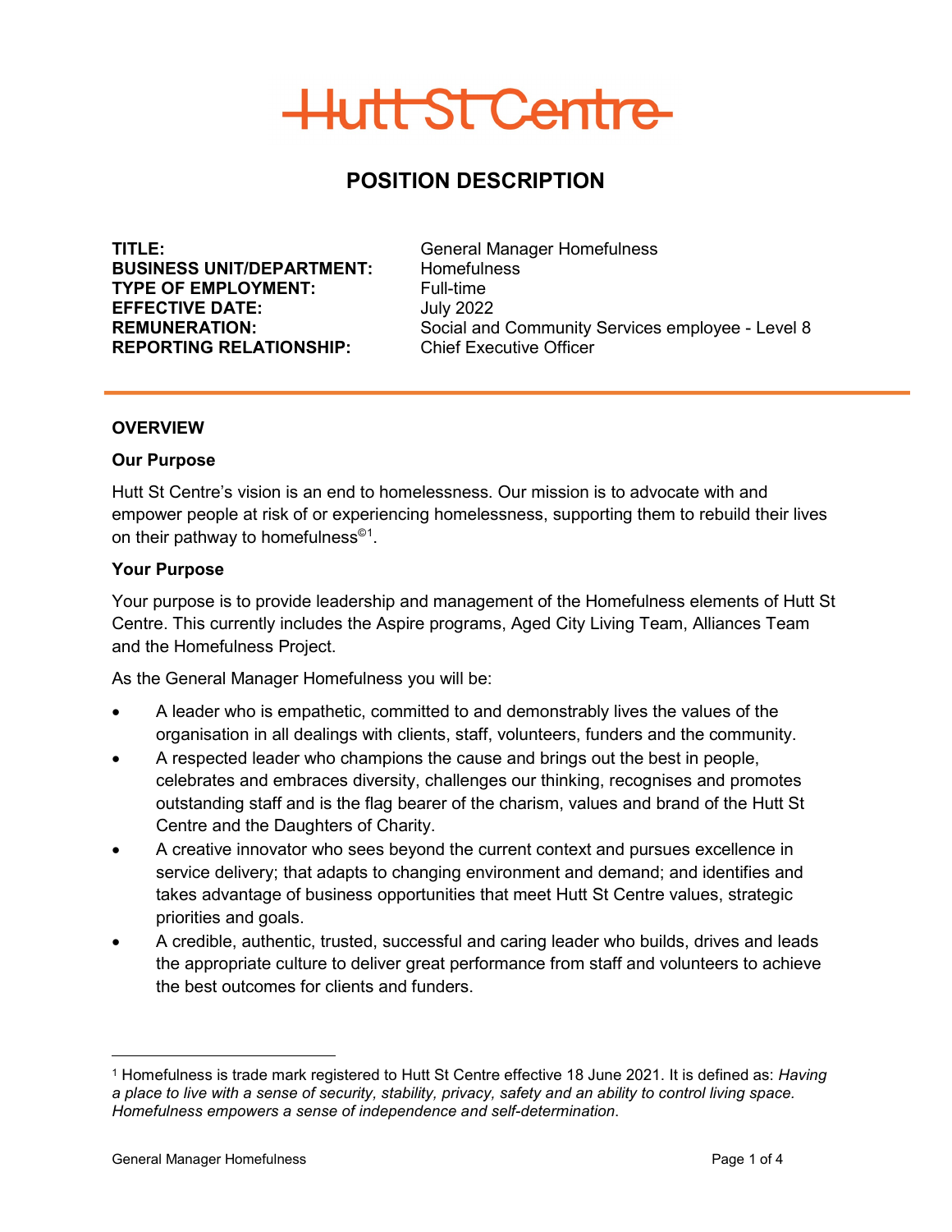# Hutt St Centre

## POSITION DESCRIPTION

**TITLE:** General Manager Homefulness
**BUSINESS UNIT/DEPARTMENT:** Homefulness
**TYPE OF EMPLOYMENT:** Full-time
**EFFECTIVE DATE:** July 2022
**REMUNERATION:** Social and Community Services employee - Level 8
**REPORTING RELATIONSHIP:** Chief Executive Officer

---

### OVERVIEW

**Our Purpose**

Hutt St Centre's vision is an end to homelessness. Our mission is to advocate with and empower people at risk of or experiencing homelessness, supporting them to rebuild their lives on their pathway to homefulness©[1].

**Your Purpose**

Your purpose is to provide leadership and management of the Homefulness elements of Hutt St Centre. This currently includes the Aspire programs, Aged City Living Team, Alliances Team and the Homefulness Project.

As the General Manager Homefulness you will be:

- A leader who is empathetic, committed to and demonstrably lives the values of the organisation in all dealings with clients, staff, volunteers, funders and the community.
- A respected leader who champions the cause and brings out the best in people, celebrates and embraces diversity, challenges our thinking, recognises and promotes outstanding staff and is the flag bearer of the charism, values and brand of the Hutt St Centre and the Daughters of Charity.
- A creative innovator who sees beyond the current context and pursues excellence in service delivery; that adapts to changing environment and demand; and identifies and takes advantage of business opportunities that meet Hutt St Centre values, strategic priorities and goals.
- A credible, authentic, trusted, successful and caring leader who builds, drives and leads the appropriate culture to deliver great performance from staff and volunteers to achieve the best outcomes for clients and funders.

---

[1] Homefulness is trade mark registered to Hutt St Centre effective 18 June 2021. It is defined as: *Having a place to live with a sense of security, stability, privacy, safety and an ability to control living space. Homefulness empowers a sense of independence and self-determination*.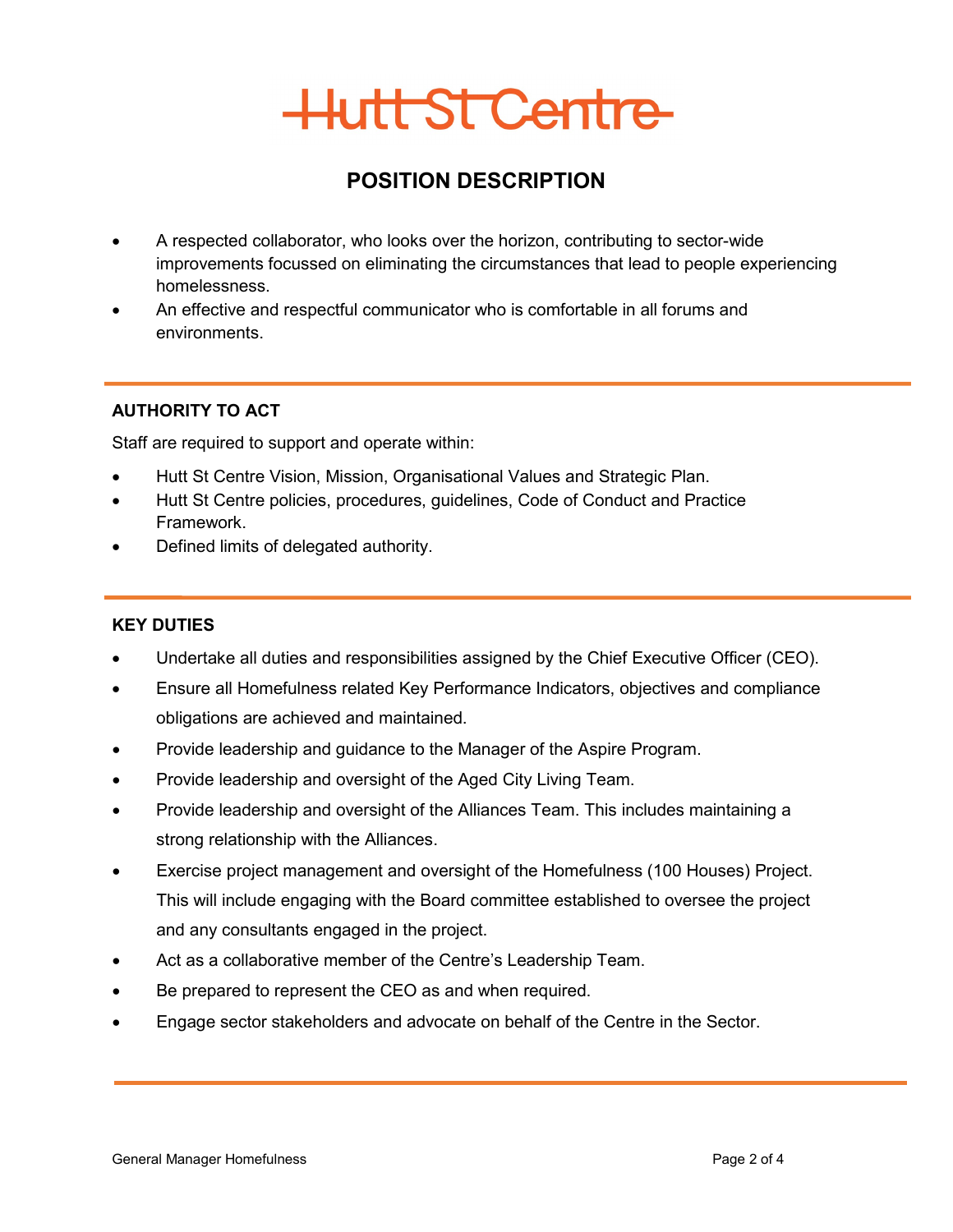# Hutt St Centre

## POSITION DESCRIPTION

- A respected collaborator, who looks over the horizon, contributing to sector-wide improvements focussed on eliminating the circumstances that lead to people experiencing homelessness.
- An effective and respectful communicator who is comfortable in all forums and environments.

---

### AUTHORITY TO ACT

Staff are required to support and operate within:

- Hutt St Centre Vision, Mission, Organisational Values and Strategic Plan.
- Hutt St Centre policies, procedures, guidelines, Code of Conduct and Practice Framework.
- Defined limits of delegated authority.

---

### KEY DUTIES

- Undertake all duties and responsibilities assigned by the Chief Executive Officer (CEO).
- Ensure all Homefulness related Key Performance Indicators, objectives and compliance obligations are achieved and maintained.
- Provide leadership and guidance to the Manager of the Aspire Program.
- Provide leadership and oversight of the Aged City Living Team.
- Provide leadership and oversight of the Alliances Team. This includes maintaining a strong relationship with the Alliances.
- Exercise project management and oversight of the Homefulness (100 Houses) Project. This will include engaging with the Board committee established to oversee the project and any consultants engaged in the project.
- Act as a collaborative member of the Centre's Leadership Team.
- Be prepared to represent the CEO as and when required.
- Engage sector stakeholders and advocate on behalf of the Centre in the Sector.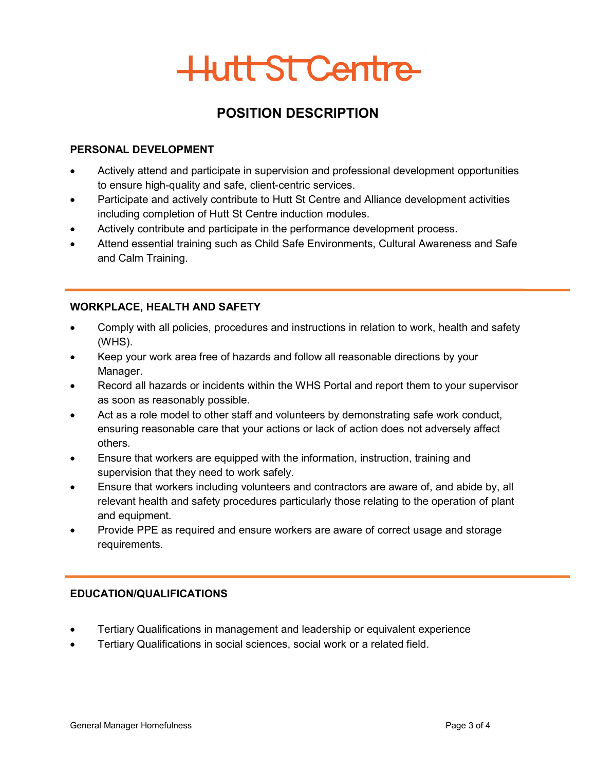# POSITION DESCRIPTION

## PERSONAL DEVELOPMENT

- Actively attend and participate in supervision and professional development opportunities to ensure high-quality and safe, client-centric services.
- Participate and actively contribute to Hutt St Centre and Alliance development activities including completion of Hutt St Centre induction modules.
- Actively contribute and participate in the performance development process.
- Attend essential training such as Child Safe Environments, Cultural Awareness and Safe and Calm Training.

## WORKPLACE, HEALTH AND SAFETY

- Comply with all policies, procedures and instructions in relation to work, health and safety (WHS).
- Keep your work area free of hazards and follow all reasonable directions by your Manager.
- Record all hazards or incidents within the WHS Portal and report them to your supervisor as soon as reasonably possible.
- Act as a role model to other staff and volunteers by demonstrating safe work conduct, ensuring reasonable care that your actions or lack of action does not adversely affect others.
- Ensure that workers are equipped with the information, instruction, training and supervision that they need to work safely.
- Ensure that workers including volunteers and contractors are aware of, and abide by, all relevant health and safety procedures particularly those relating to the operation of plant and equipment.
- Provide PPE as required and ensure workers are aware of correct usage and storage requirements.

## EDUCATION/QUALIFICATIONS

- Tertiary Qualifications in management and leadership or equivalent experience
- Tertiary Qualifications in social sciences, social work or a related field.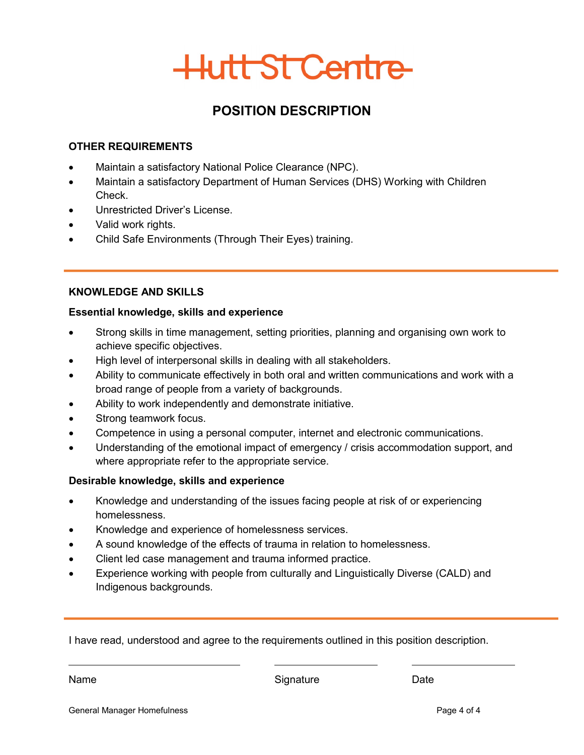Hutt St Centre

# POSITION DESCRIPTION

### OTHER REQUIREMENTS

- Maintain a satisfactory National Police Clearance (NPC).
- Maintain a satisfactory Department of Human Services (DHS) Working with Children Check.
- Unrestricted Driver's License.
- Valid work rights.
- Child Safe Environments (Through Their Eyes) training.

---

### KNOWLEDGE AND SKILLS

**Essential knowledge, skills and experience**

- Strong skills in time management, setting priorities, planning and organising own work to achieve specific objectives.
- High level of interpersonal skills in dealing with all stakeholders.
- Ability to communicate effectively in both oral and written communications and work with a broad range of people from a variety of backgrounds.
- Ability to work independently and demonstrate initiative.
- Strong teamwork focus.
- Competence in using a personal computer, internet and electronic communications.
- Understanding of the emotional impact of emergency / crisis accommodation support, and where appropriate refer to the appropriate service.

**Desirable knowledge, skills and experience**

- Knowledge and understanding of the issues facing people at risk of or experiencing homelessness.
- Knowledge and experience of homelessness services.
- A sound knowledge of the effects of trauma in relation to homelessness.
- Client led case management and trauma informed practice.
- Experience working with people from culturally and Linguistically Diverse (CALD) and Indigenous backgrounds.

---

I have read, understood and agree to the requirements outlined in this position description.

| Name | Signature | Date |
|---|---|---|
| | | |

General Manager Homefulness